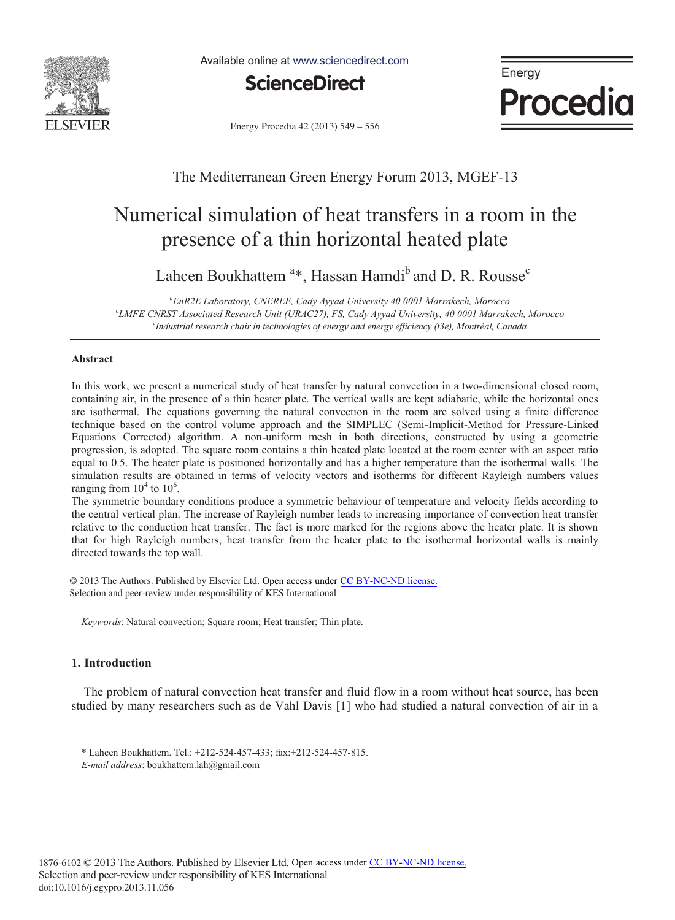The Mediterranean Green Energy Forum 2013, MGEF-13

# Numerical simulation of heat transfers in a room in the presence of a thin horizontal heated plate

Lahcen Boukhattem [a]*, Hassan Hamdi[b] and D. R. Rousse[c]

[a]EnR2E Laboratory, CNEREE, Cady Ayyad University 40 0001 Marrakech, Morocco
[b]LMFE CNRST Associated Research Unit (URAC27), FS, Cady Ayyad University, 40 0001 Marrakech, Morocco
[c]Industrial research chair in technologies of energy and energy efficiency (t3e), Montréal, Canada

## Abstract

In this work, we present a numerical study of heat transfer by natural convection in a two-dimensional closed room, containing air, in the presence of a thin heater plate. The vertical walls are kept adiabatic, while the horizontal ones are isothermal. The equations governing the natural convection in the room are solved using a finite difference technique based on the control volume approach and the SIMPLEC (Semi-Implicit-Method for Pressure-Linked Equations Corrected) algorithm. A non-uniform mesh in both directions, constructed by using a geometric progression, is adopted. The square room contains a thin heated plate located at the room center with an aspect ratio equal to 0.5. The heater plate is positioned horizontally and has a higher temperature than the isothermal walls. The simulation results are obtained in terms of velocity vectors and isotherms for different Rayleigh numbers values ranging from $10^4$ to $10^6$.

The symmetric boundary conditions produce a symmetric behaviour of temperature and velocity fields according to the central vertical plan. The increase of Rayleigh number leads to increasing importance of convection heat transfer relative to the conduction heat transfer. The fact is more marked for the regions above the heater plate. It is shown that for high Rayleigh numbers, heat transfer from the heater plate to the isothermal horizontal walls is mainly directed towards the top wall.

© 2013 The Authors. Published by Elsevier Ltd. Open access under CC BY-NC-ND license.
Selection and peer-review under responsibility of KES International

*Keywords*: Natural convection; Square room; Heat transfer; Thin plate.

## 1. Introduction

The problem of natural convection heat transfer and fluid flow in a room without heat source, has been studied by many researchers such as de Vahl Davis [1] who had studied a natural convection of air in a

---

\* Lahcen Boukhattem. Tel.: +212-524-457-433; fax:+212-524-457-815.
*E-mail address*: boukhattem.lah@gmail.com

1876-6102 © 2013 The Authors. Published by Elsevier Ltd. Open access under CC BY-NC-ND license.
Selection and peer-review under responsibility of KES International
doi:10.1016/j.egypro.2013.11.056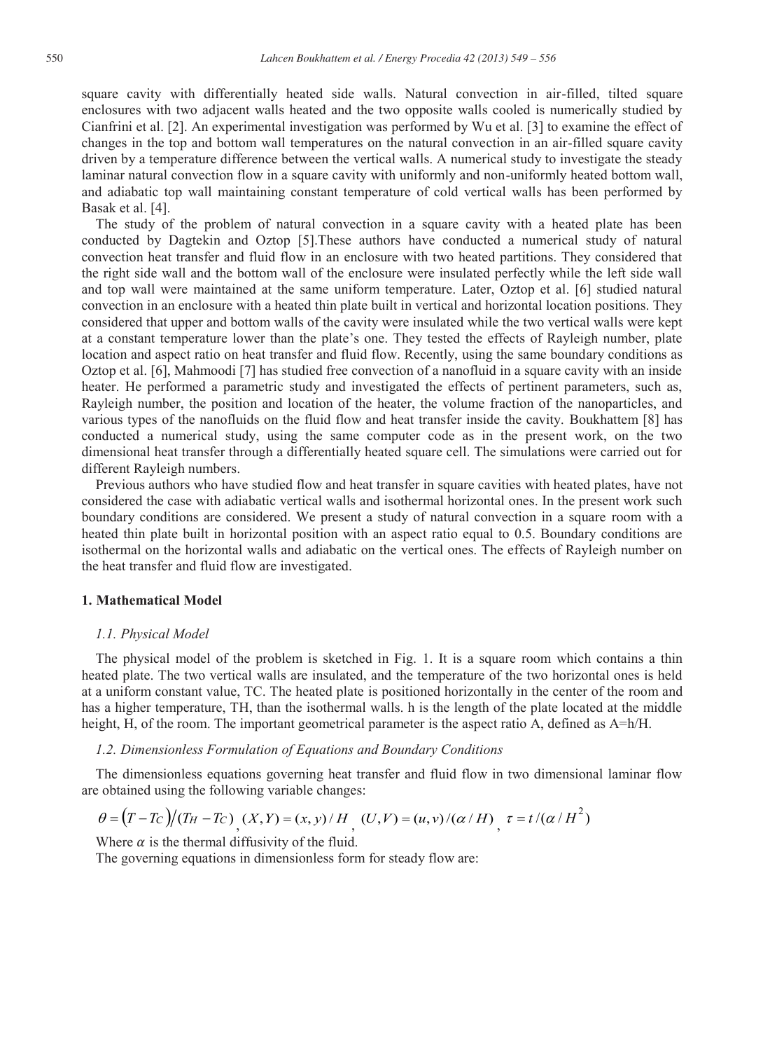square cavity with differentially heated side walls. Natural convection in air-filled, tilted square enclosures with two adjacent walls heated and the two opposite walls cooled is numerically studied by Cianfrini et al. [2]. An experimental investigation was performed by Wu et al. [3] to examine the effect of changes in the top and bottom wall temperatures on the natural convection in an air-filled square cavity driven by a temperature difference between the vertical walls. A numerical study to investigate the steady laminar natural convection flow in a square cavity with uniformly and non-uniformly heated bottom wall, and adiabatic top wall maintaining constant temperature of cold vertical walls has been performed by Basak et al. [4].

The study of the problem of natural convection in a square cavity with a heated plate has been conducted by Dagtekin and Oztop [5].These authors have conducted a numerical study of natural convection heat transfer and fluid flow in an enclosure with two heated partitions. They considered that the right side wall and the bottom wall of the enclosure were insulated perfectly while the left side wall and top wall were maintained at the same uniform temperature. Later, Oztop et al. [6] studied natural convection in an enclosure with a heated thin plate built in vertical and horizontal location positions. They considered that upper and bottom walls of the cavity were insulated while the two vertical walls were kept at a constant temperature lower than the plate's one. They tested the effects of Rayleigh number, plate location and aspect ratio on heat transfer and fluid flow. Recently, using the same boundary conditions as Oztop et al. [6], Mahmoodi [7] has studied free convection of a nanofluid in a square cavity with an inside heater. He performed a parametric study and investigated the effects of pertinent parameters, such as, Rayleigh number, the position and location of the heater, the volume fraction of the nanoparticles, and various types of the nanofluids on the fluid flow and heat transfer inside the cavity. Boukhattem [8] has conducted a numerical study, using the same computer code as in the present work, on the two dimensional heat transfer through a differentially heated square cell. The simulations were carried out for different Rayleigh numbers.

Previous authors who have studied flow and heat transfer in square cavities with heated plates, have not considered the case with adiabatic vertical walls and isothermal horizontal ones. In the present work such boundary conditions are considered. We present a study of natural convection in a square room with a heated thin plate built in horizontal position with an aspect ratio equal to 0.5. Boundary conditions are isothermal on the horizontal walls and adiabatic on the vertical ones. The effects of Rayleigh number on the heat transfer and fluid flow are investigated.

## 1. Mathematical Model

### *1.1. Physical Model*

The physical model of the problem is sketched in Fig. 1. It is a square room which contains a thin heated plate. The two vertical walls are insulated, and the temperature of the two horizontal ones is held at a uniform constant value, $T_C$. The heated plate is positioned horizontally in the center of the room and has a higher temperature, $T_H$, than the isothermal walls. h is the length of the plate located at the middle height, H, of the room. The important geometrical parameter is the aspect ratio A, defined as $A=h/H$.

### *1.2. Dimensionless Formulation of Equations and Boundary Conditions*

The dimensionless equations governing heat transfer and fluid flow in two dimensional laminar flow are obtained using the following variable changes:

$$\theta = (T - T_C)/(T_H - T_C), \; (X,Y) = (x,y)/H, \; (U,V) = (u,v)/(\alpha/H), \; \tau = t/(\alpha/H^2)$$

Where $\alpha$ is the thermal diffusivity of the fluid.

The governing equations in dimensionless form for steady flow are: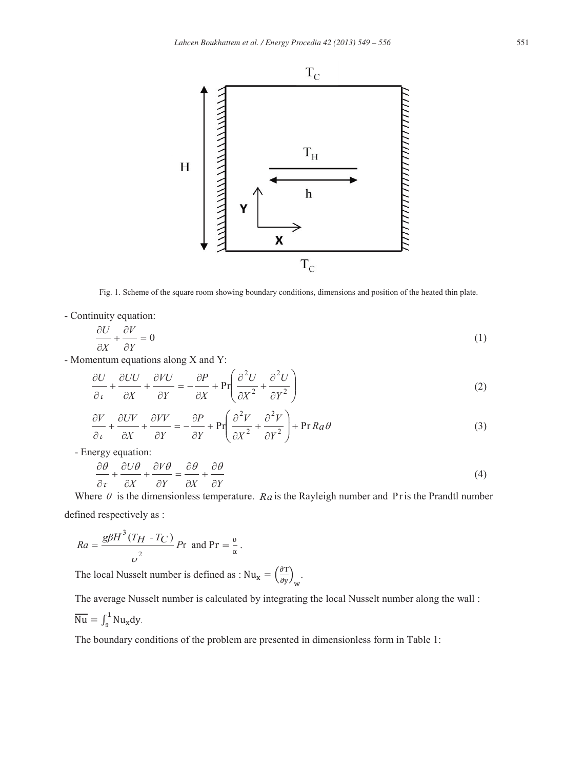Fig. 1. Scheme of the square room showing boundary conditions, dimensions and position of the heated thin plate.

- Continuity equation:

$$\frac{\partial U}{\partial X} + \frac{\partial V}{\partial Y} = 0 \tag{1}$$

- Momentum equations along X and Y:

$$\frac{\partial U}{\partial \tau} + \frac{\partial UU}{\partial X} + \frac{\partial VU}{\partial Y} = -\frac{\partial P}{\partial X} + \Pr\left(\frac{\partial^2 U}{\partial X^2} + \frac{\partial^2 U}{\partial Y^2}\right) \tag{2}$$

$$\frac{\partial V}{\partial \tau} + \frac{\partial UV}{\partial X} + \frac{\partial VV}{\partial Y} = -\frac{\partial P}{\partial Y} + \Pr\left(\frac{\partial^2 V}{\partial X^2} + \frac{\partial^2 V}{\partial Y^2}\right) + \Pr Ra\,\theta \tag{3}$$

- Energy equation:

$$\frac{\partial \theta}{\partial \tau} + \frac{\partial U\theta}{\partial X} + \frac{\partial V\theta}{\partial Y} = \frac{\partial \theta}{\partial X} + \frac{\partial \theta}{\partial Y} \tag{4}$$

Where $\theta$ is the dimensionless temperature. $Ra$ is the Rayleigh number and $\Pr$ is the Prandtl number defined respectively as :

$$Ra = \frac{g\beta H^3 (T_H - T_C)}{\upsilon^2} \Pr \text{ and } \Pr = \frac{\upsilon}{\alpha}.$$

The local Nusselt number is defined as : $\mathrm{Nu_x} = \left(\frac{\partial T}{\partial y}\right)_w$.

The average Nusselt number is calculated by integrating the local Nusselt number along the wall :

$\overline{\mathrm{Nu}} = \int_0^1 \mathrm{Nu_x} dy.$

The boundary conditions of the problem are presented in dimensionless form in Table 1: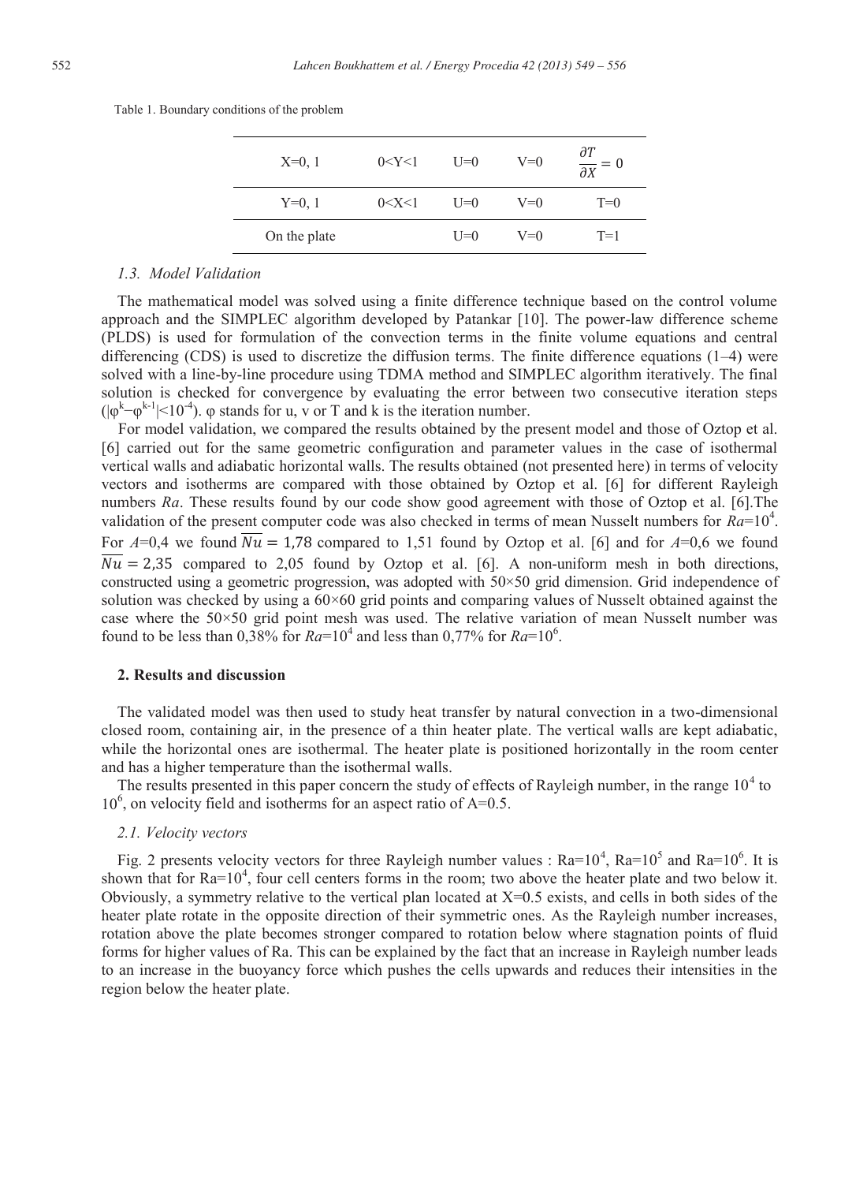Table 1. Boundary conditions of the problem

| | | | | |
|---|---|---|---|---|
| X=0, 1 | 0<Y<1 | U=0 | V=0 | $\frac{\partial T}{\partial X} = 0$ |
| Y=0, 1 | 0<X<1 | U=0 | V=0 | T=0 |
| On the plate | | U=0 | V=0 | T=1 |

### *1.3. Model Validation*

The mathematical model was solved using a finite difference technique based on the control volume approach and the SIMPLEC algorithm developed by Patankar [10]. The power-law difference scheme (PLDS) is used for formulation of the convection terms in the finite volume equations and central differencing (CDS) is used to discretize the diffusion terms. The finite difference equations (1–4) were solved with a line-by-line procedure using TDMA method and SIMPLEC algorithm iteratively. The final solution is checked for convergence by evaluating the error between two consecutive iteration steps ($|\varphi^k - \varphi^{k-1}| < 10^{-4}$). φ stands for u, v or T and k is the iteration number.

For model validation, we compared the results obtained by the present model and those of Oztop et al. [6] carried out for the same geometric configuration and parameter values in the case of isothermal vertical walls and adiabatic horizontal walls. The results obtained (not presented here) in terms of velocity vectors and isotherms are compared with those obtained by Oztop et al. [6] for different Rayleigh numbers *Ra*. These results found by our code show good agreement with those of Oztop et al. [6].The validation of the present computer code was also checked in terms of mean Nusselt numbers for $Ra=10^4$. For $A=0{,}4$ we found $\overline{Nu} = 1{,}78$ compared to 1,51 found by Oztop et al. [6] and for $A=0{,}6$ we found $\overline{Nu} = 2{,}35$ compared to 2,05 found by Oztop et al. [6]. A non-uniform mesh in both directions, constructed using a geometric progression, was adopted with 50×50 grid dimension. Grid independence of solution was checked by using a 60×60 grid points and comparing values of Nusselt obtained against the case where the 50×50 grid point mesh was used. The relative variation of mean Nusselt number was found to be less than 0,38% for $Ra=10^4$ and less than 0,77% for $Ra=10^6$.

## 2. Results and discussion

The validated model was then used to study heat transfer by natural convection in a two-dimensional closed room, containing air, in the presence of a thin heater plate. The vertical walls are kept adiabatic, while the horizontal ones are isothermal. The heater plate is positioned horizontally in the room center and has a higher temperature than the isothermal walls.

The results presented in this paper concern the study of effects of Rayleigh number, in the range $10^4$ to $10^6$, on velocity field and isotherms for an aspect ratio of A=0.5.

### *2.1. Velocity vectors*

Fig. 2 presents velocity vectors for three Rayleigh number values : $Ra=10^4$, $Ra=10^5$ and $Ra=10^6$. It is shown that for $Ra=10^4$, four cell centers forms in the room; two above the heater plate and two below it. Obviously, a symmetry relative to the vertical plan located at X=0.5 exists, and cells in both sides of the heater plate rotate in the opposite direction of their symmetric ones. As the Rayleigh number increases, rotation above the plate becomes stronger compared to rotation below where stagnation points of fluid forms for higher values of Ra. This can be explained by the fact that an increase in Rayleigh number leads to an increase in the buoyancy force which pushes the cells upwards and reduces their intensities in the region below the heater plate.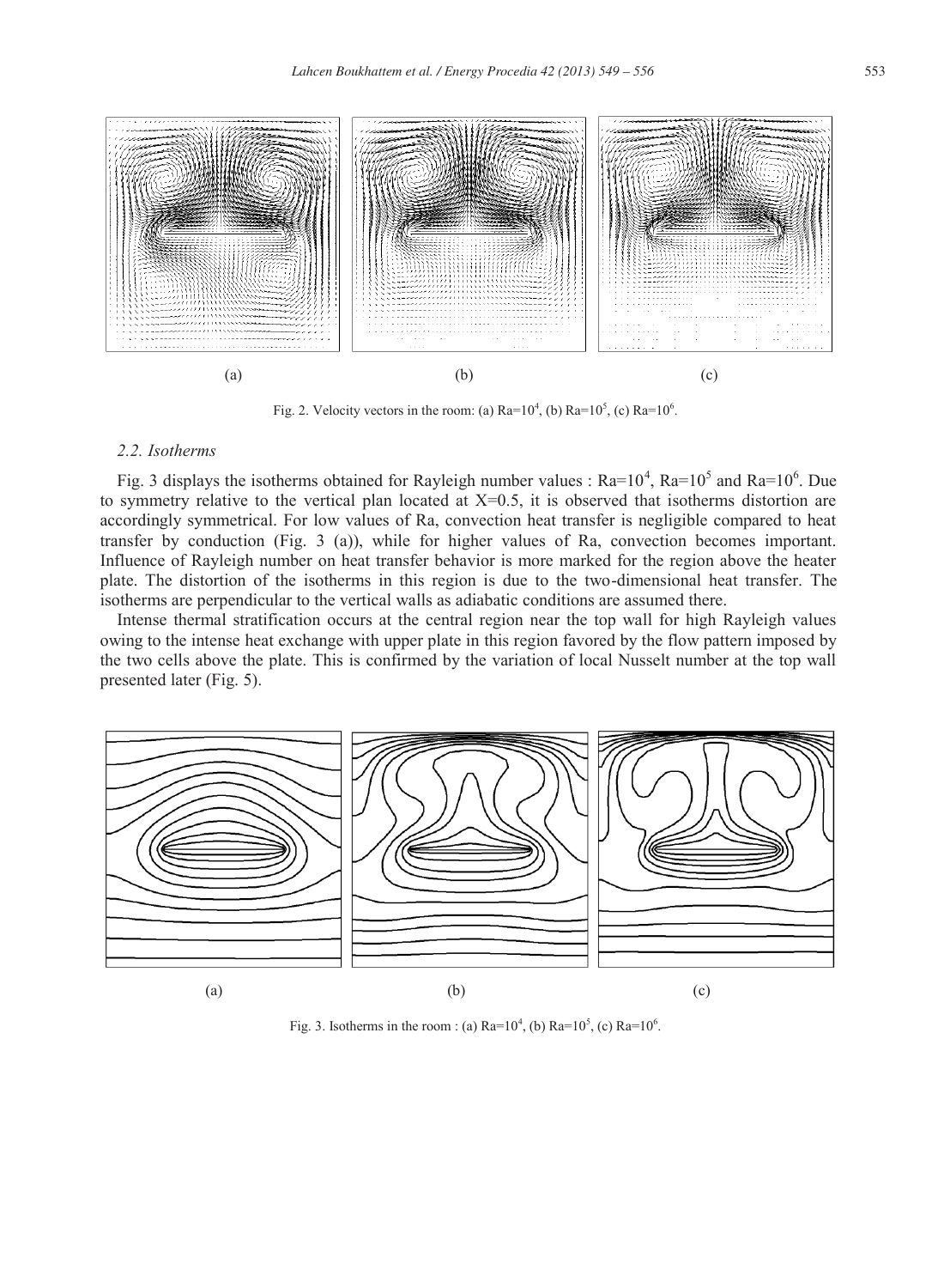(a) (b) (c)

Fig. 2. Velocity vectors in the room: (a) $Ra=10^4$, (b) $Ra=10^5$, (c) $Ra=10^6$.

### 2.2. Isotherms

Fig. 3 displays the isotherms obtained for Rayleigh number values : $Ra=10^4$, $Ra=10^5$ and $Ra=10^6$. Due to symmetry relative to the vertical plan located at $X=0.5$, it is observed that isotherms distortion are accordingly symmetrical. For low values of Ra, convection heat transfer is negligible compared to heat transfer by conduction (Fig. 3 (a)), while for higher values of Ra, convection becomes important. Influence of Rayleigh number on heat transfer behavior is more marked for the region above the heater plate. The distortion of the isotherms in this region is due to the two-dimensional heat transfer. The isotherms are perpendicular to the vertical walls as adiabatic conditions are assumed there.

Intense thermal stratification occurs at the central region near the top wall for high Rayleigh values owing to the intense heat exchange with upper plate in this region favored by the flow pattern imposed by the two cells above the plate. This is confirmed by the variation of local Nusselt number at the top wall presented later (Fig. 5).

(a) (b) (c)

Fig. 3. Isotherms in the room : (a) $Ra=10^4$, (b) $Ra=10^5$, (c) $Ra=10^6$.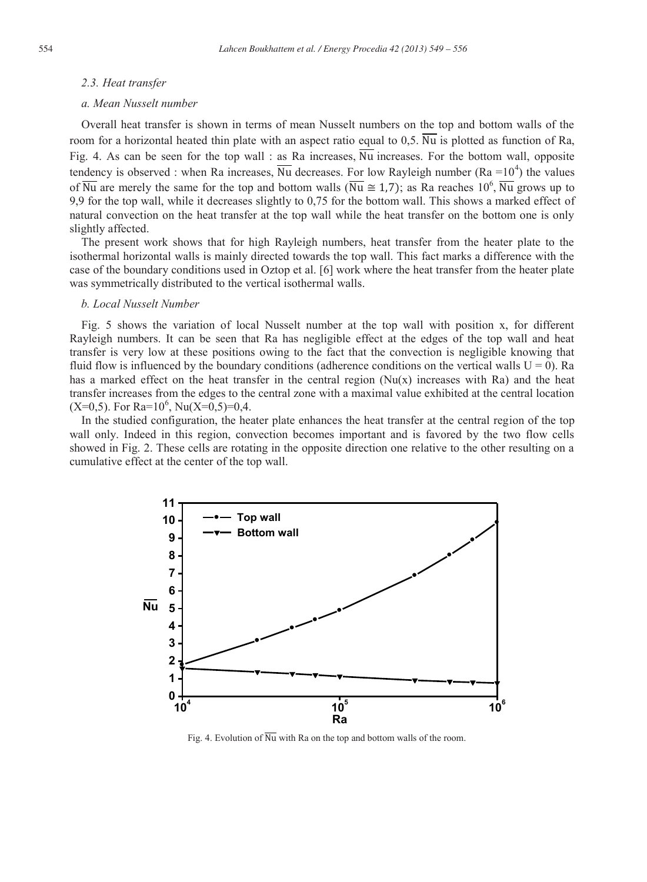### 2.3. Heat transfer

#### a. Mean Nusselt number

Overall heat transfer is shown in terms of mean Nusselt numbers on the top and bottom walls of the room for a horizontal heated thin plate with an aspect ratio equal to 0,5. $\overline{Nu}$ is plotted as function of Ra, Fig. 4. As can be seen for the top wall : as Ra increases, $\overline{Nu}$ increases. For the bottom wall, opposite tendency is observed : when Ra increases, $\overline{Nu}$ decreases. For low Rayleigh number ($Ra = 10^4$) the values of $\overline{Nu}$ are merely the same for the top and bottom walls ($\overline{Nu} \cong 1{,}7$); as Ra reaches $10^6$, $\overline{Nu}$ grows up to 9,9 for the top wall, while it decreases slightly to 0,75 for the bottom wall. This shows a marked effect of natural convection on the heat transfer at the top wall while the heat transfer on the bottom one is only slightly affected.

The present work shows that for high Rayleigh numbers, heat transfer from the heater plate to the isothermal horizontal walls is mainly directed towards the top wall. This fact marks a difference with the case of the boundary conditions used in Oztop et al. [6] work where the heat transfer from the heater plate was symmetrically distributed to the vertical isothermal walls.

#### b. Local Nusselt Number

Fig. 5 shows the variation of local Nusselt number at the top wall with position x, for different Rayleigh numbers. It can be seen that Ra has negligible effect at the edges of the top wall and heat transfer is very low at these positions owing to the fact that the convection is negligible knowing that fluid flow is influenced by the boundary conditions (adherence conditions on the vertical walls $U = 0$). Ra has a marked effect on the heat transfer in the central region ($Nu(x)$ increases with Ra) and the heat transfer increases from the edges to the central zone with a maximal value exhibited at the central location ($X=0{,}5$). For $Ra=10^6$, $Nu(X=0{,}5)=0{,}4$.

In the studied configuration, the heater plate enhances the heat transfer at the central region of the top wall only. Indeed in this region, convection becomes important and is favored by the two flow cells showed in Fig. 2. These cells are rotating in the opposite direction one relative to the other resulting on a cumulative effect at the center of the top wall.

Fig. 4. Evolution of $\overline{Nu}$ with Ra on the top and bottom walls of the room.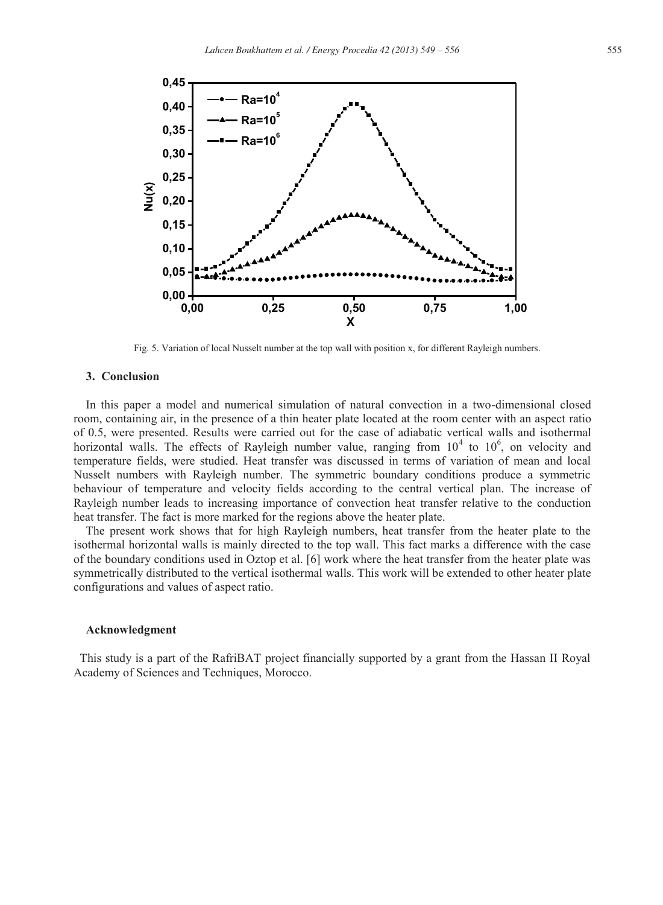Fig. 5. Variation of local Nusselt number at the top wall with position x, for different Rayleigh numbers.

## 3. Conclusion

In this paper a model and numerical simulation of natural convection in a two-dimensional closed room, containing air, in the presence of a thin heater plate located at the room center with an aspect ratio of 0.5, were presented. Results were carried out for the case of adiabatic vertical walls and isothermal horizontal walls. The effects of Rayleigh number value, ranging from $10^4$ to $10^6$, on velocity and temperature fields, were studied. Heat transfer was discussed in terms of variation of mean and local Nusselt numbers with Rayleigh number. The symmetric boundary conditions produce a symmetric behaviour of temperature and velocity fields according to the central vertical plan. The increase of Rayleigh number leads to increasing importance of convection heat transfer relative to the conduction heat transfer. The fact is more marked for the regions above the heater plate.

The present work shows that for high Rayleigh numbers, heat transfer from the heater plate to the isothermal horizontal walls is mainly directed to the top wall. This fact marks a difference with the case of the boundary conditions used in Oztop et al. [6] work where the heat transfer from the heater plate was symmetrically distributed to the vertical isothermal walls. This work will be extended to other heater plate configurations and values of aspect ratio.

### Acknowledgment

This study is a part of the RafriBAT project financially supported by a grant from the Hassan II Royal Academy of Sciences and Techniques, Morocco.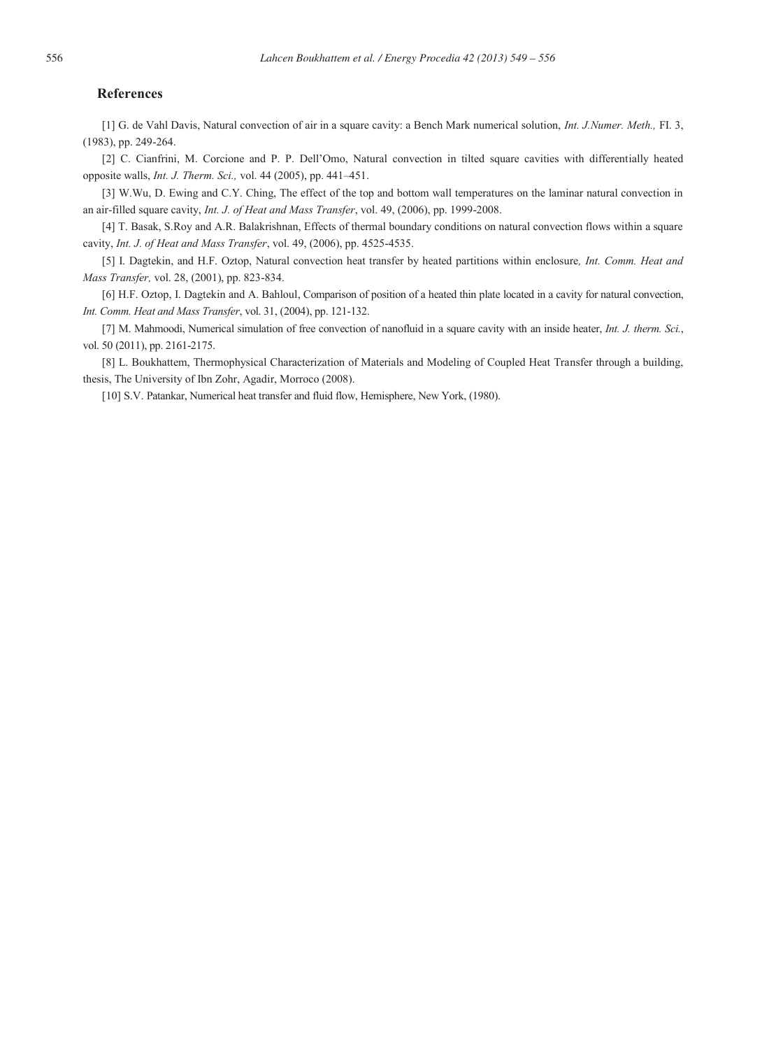## References

[1] G. de Vahl Davis, Natural convection of air in a square cavity: a Bench Mark numerical solution, *Int. J.Numer. Meth.,* FI. 3, (1983), pp. 249-264.

[2] C. Cianfrini, M. Corcione and P. P. Dell'Omo, Natural convection in tilted square cavities with differentially heated opposite walls, *Int. J. Therm. Sci.,* vol. 44 (2005), pp. 441–451.

[3] W.Wu, D. Ewing and C.Y. Ching, The effect of the top and bottom wall temperatures on the laminar natural convection in an air-filled square cavity, *Int. J. of Heat and Mass Transfer*, vol. 49, (2006), pp. 1999-2008.

[4] T. Basak, S.Roy and A.R. Balakrishnan, Effects of thermal boundary conditions on natural convection flows within a square cavity, *Int. J. of Heat and Mass Transfer*, vol. 49, (2006), pp. 4525-4535.

[5] I. Dagtekin, and H.F. Oztop, Natural convection heat transfer by heated partitions within enclosure*, Int. Comm. Heat and Mass Transfer,* vol. 28, (2001), pp. 823-834.

[6] H.F. Oztop, I. Dagtekin and A. Bahloul, Comparison of position of a heated thin plate located in a cavity for natural convection, *Int. Comm. Heat and Mass Transfer*, vol. 31, (2004), pp. 121-132.

[7] M. Mahmoodi, Numerical simulation of free convection of nanofluid in a square cavity with an inside heater, *Int. J. therm. Sci.*, vol. 50 (2011), pp. 2161-2175.

[8] L. Boukhattem, Thermophysical Characterization of Materials and Modeling of Coupled Heat Transfer through a building, thesis, The University of Ibn Zohr, Agadir, Morroco (2008).

[10] S.V. Patankar, Numerical heat transfer and fluid flow, Hemisphere, New York, (1980).